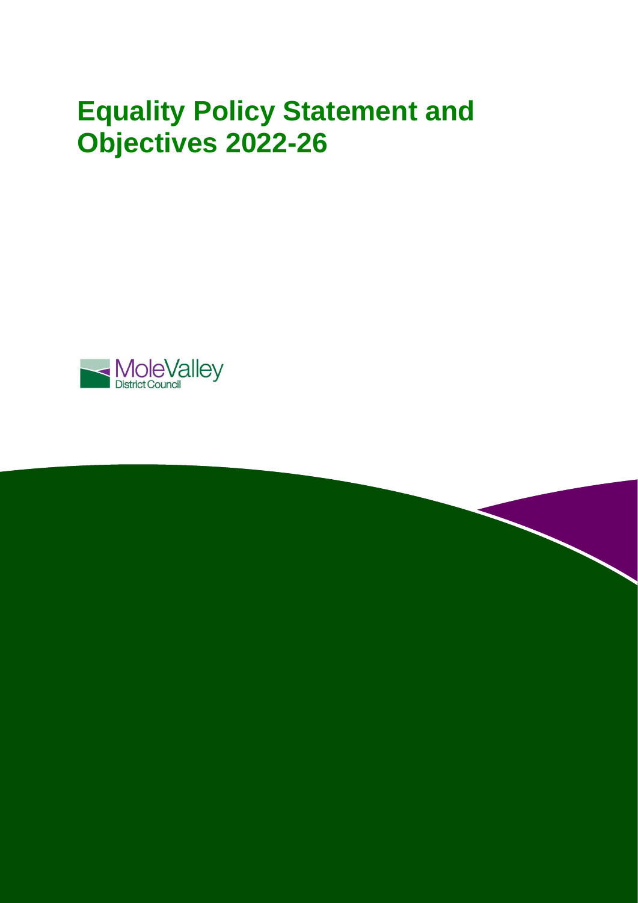# Equality Policy Statement and Objectives 2022-26

MoleValley
District Council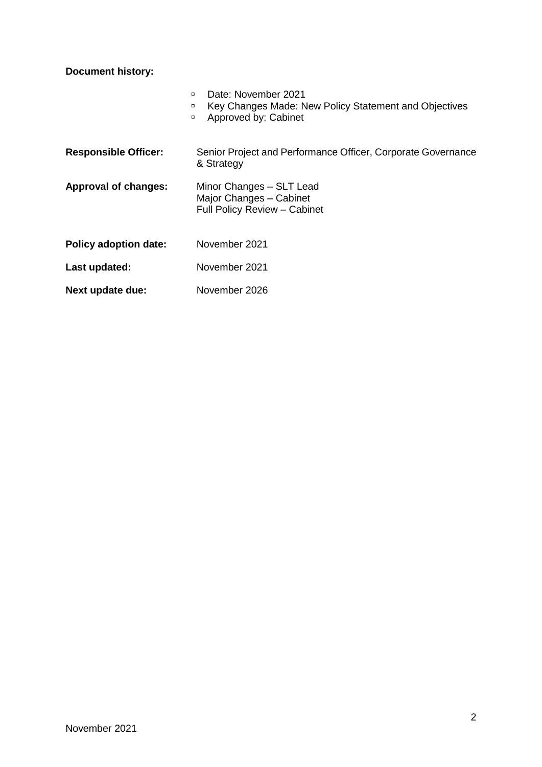**Document history:**

- Date: November 2021
- Key Changes Made: New Policy Statement and Objectives
- Approved by: Cabinet

**Responsible Officer:** Senior Project and Performance Officer, Corporate Governance & Strategy

**Approval of changes:** Minor Changes – SLT Lead
Major Changes – Cabinet
Full Policy Review – Cabinet

**Policy adoption date:** November 2021

**Last updated:** November 2021

**Next update due:** November 2026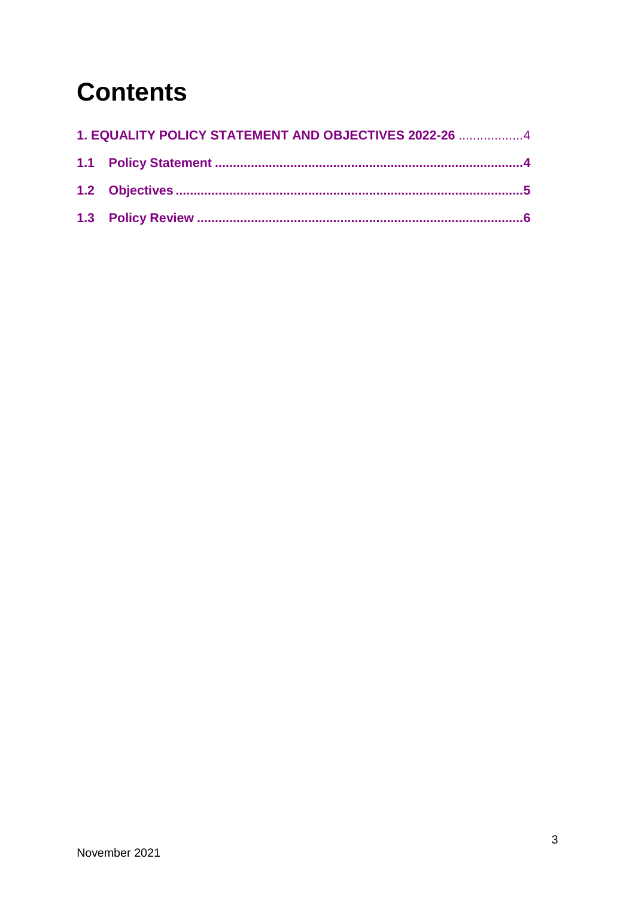# Contents

1. EQUALITY POLICY STATEMENT AND OBJECTIVES 2022-26 ..................4

**1.1 Policy Statement ....................................................................................4**

**1.2 Objectives ..............................................................................................5**

**1.3 Policy Review .........................................................................................6**

November 2021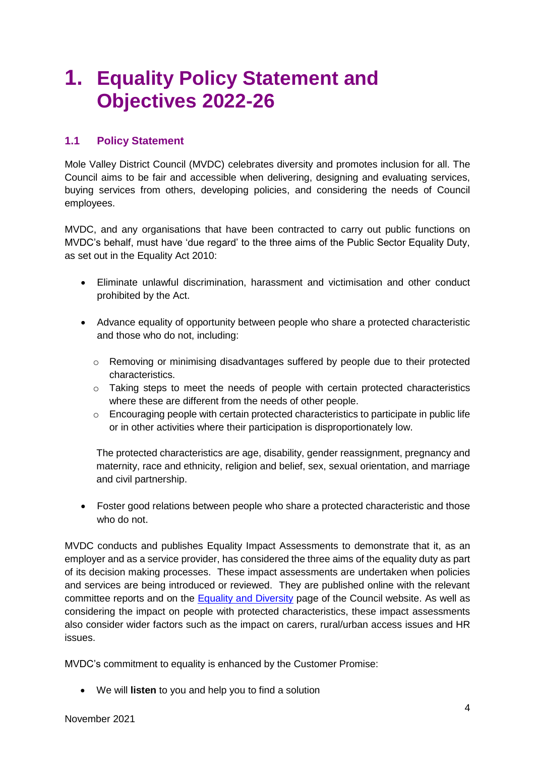# 1. Equality Policy Statement and Objectives 2022-26

## 1.1 Policy Statement

Mole Valley District Council (MVDC) celebrates diversity and promotes inclusion for all. The Council aims to be fair and accessible when delivering, designing and evaluating services, buying services from others, developing policies, and considering the needs of Council employees.

MVDC, and any organisations that have been contracted to carry out public functions on MVDC's behalf, must have 'due regard' to the three aims of the Public Sector Equality Duty, as set out in the Equality Act 2010:

- Eliminate unlawful discrimination, harassment and victimisation and other conduct prohibited by the Act.
- Advance equality of opportunity between people who share a protected characteristic and those who do not, including:
  - Removing or minimising disadvantages suffered by people due to their protected characteristics.
  - Taking steps to meet the needs of people with certain protected characteristics where these are different from the needs of other people.
  - Encouraging people with certain protected characteristics to participate in public life or in other activities where their participation is disproportionately low.

  The protected characteristics are age, disability, gender reassignment, pregnancy and maternity, race and ethnicity, religion and belief, sex, sexual orientation, and marriage and civil partnership.
- Foster good relations between people who share a protected characteristic and those who do not.

MVDC conducts and publishes Equality Impact Assessments to demonstrate that it, as an employer and as a service provider, has considered the three aims of the equality duty as part of its decision making processes. These impact assessments are undertaken when policies and services are being introduced or reviewed. They are published online with the relevant committee reports and on the Equality and Diversity page of the Council website. As well as considering the impact on people with protected characteristics, these impact assessments also consider wider factors such as the impact on carers, rural/urban access issues and HR issues.

MVDC's commitment to equality is enhanced by the Customer Promise:

- We will **listen** to you and help you to find a solution

November 2021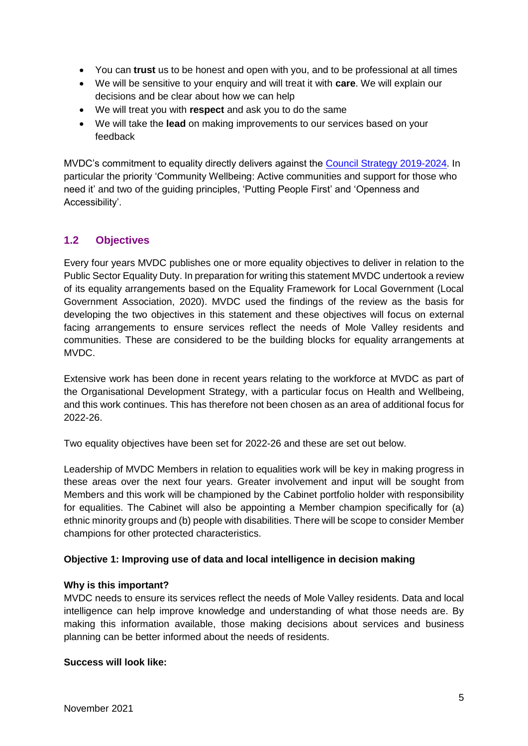- You can **trust** us to be honest and open with you, and to be professional at all times
- We will be sensitive to your enquiry and will treat it with **care**. We will explain our decisions and be clear about how we can help
- We will treat you with **respect** and ask you to do the same
- We will take the **lead** on making improvements to our services based on your feedback

MVDC's commitment to equality directly delivers against the [Council Strategy 2019-2024](). In particular the priority 'Community Wellbeing: Active communities and support for those who need it' and two of the guiding principles, 'Putting People First' and 'Openness and Accessibility'.

## 1.2 Objectives

Every four years MVDC publishes one or more equality objectives to deliver in relation to the Public Sector Equality Duty. In preparation for writing this statement MVDC undertook a review of its equality arrangements based on the Equality Framework for Local Government (Local Government Association, 2020). MVDC used the findings of the review as the basis for developing the two objectives in this statement and these objectives will focus on external facing arrangements to ensure services reflect the needs of Mole Valley residents and communities. These are considered to be the building blocks for equality arrangements at MVDC.

Extensive work has been done in recent years relating to the workforce at MVDC as part of the Organisational Development Strategy, with a particular focus on Health and Wellbeing, and this work continues. This has therefore not been chosen as an area of additional focus for 2022-26.

Two equality objectives have been set for 2022-26 and these are set out below.

Leadership of MVDC Members in relation to equalities work will be key in making progress in these areas over the next four years. Greater involvement and input will be sought from Members and this work will be championed by the Cabinet portfolio holder with responsibility for equalities. The Cabinet will also be appointing a Member champion specifically for (a) ethnic minority groups and (b) people with disabilities. There will be scope to consider Member champions for other protected characteristics.

**Objective 1: Improving use of data and local intelligence in decision making**

**Why is this important?**
MVDC needs to ensure its services reflect the needs of Mole Valley residents. Data and local intelligence can help improve knowledge and understanding of what those needs are. By making this information available, those making decisions about services and business planning can be better informed about the needs of residents.

**Success will look like:**

November 2021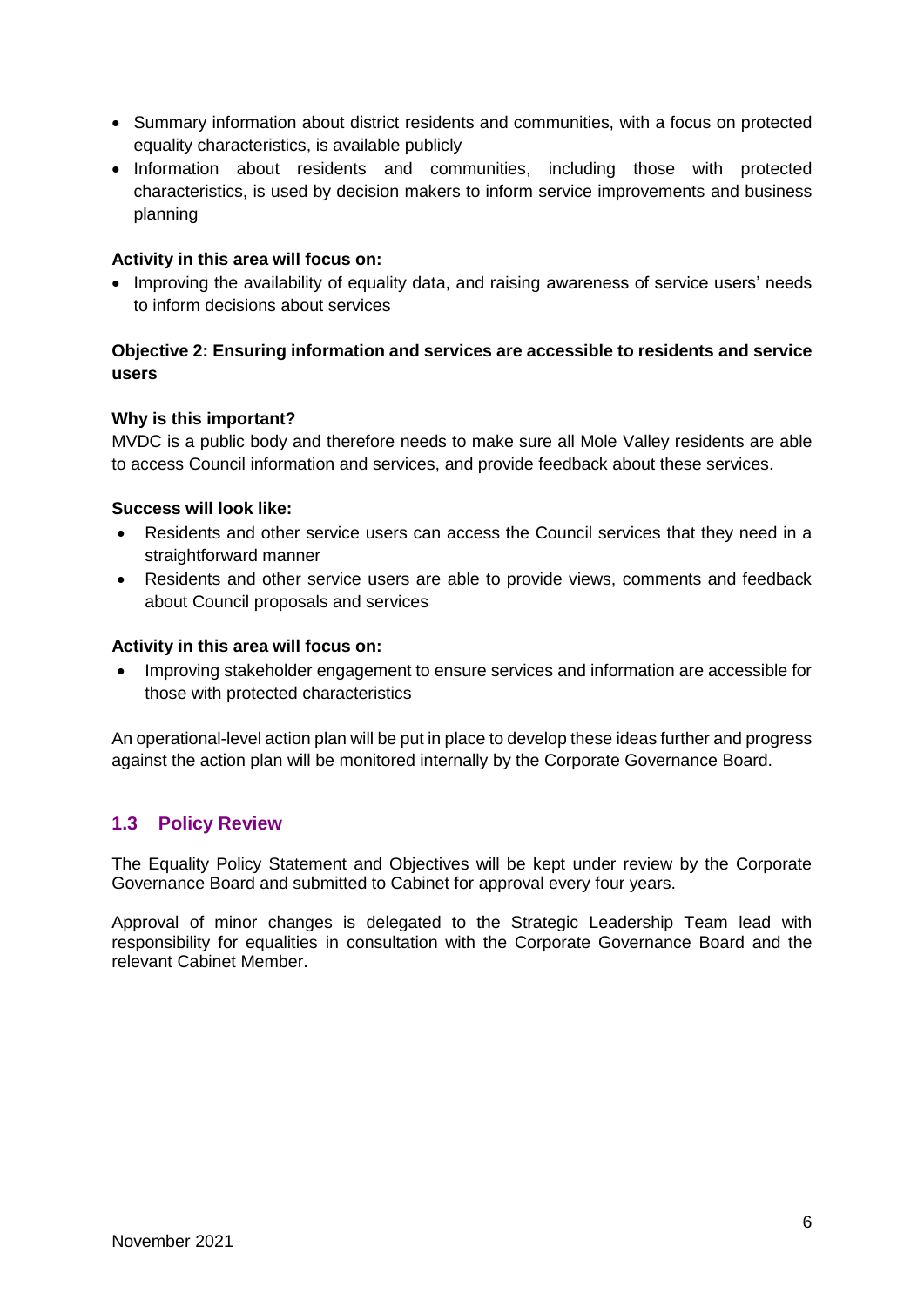- Summary information about district residents and communities, with a focus on protected equality characteristics, is available publicly
- Information about residents and communities, including those with protected characteristics, is used by decision makers to inform service improvements and business planning

**Activity in this area will focus on:**

- Improving the availability of equality data, and raising awareness of service users' needs to inform decisions about services

**Objective 2: Ensuring information and services are accessible to residents and service users**

**Why is this important?**

MVDC is a public body and therefore needs to make sure all Mole Valley residents are able to access Council information and services, and provide feedback about these services.

**Success will look like:**

- Residents and other service users can access the Council services that they need in a straightforward manner
- Residents and other service users are able to provide views, comments and feedback about Council proposals and services

**Activity in this area will focus on:**

- Improving stakeholder engagement to ensure services and information are accessible for those with protected characteristics

An operational-level action plan will be put in place to develop these ideas further and progress against the action plan will be monitored internally by the Corporate Governance Board.

## 1.3 Policy Review

The Equality Policy Statement and Objectives will be kept under review by the Corporate Governance Board and submitted to Cabinet for approval every four years.

Approval of minor changes is delegated to the Strategic Leadership Team lead with responsibility for equalities in consultation with the Corporate Governance Board and the relevant Cabinet Member.

November 2021